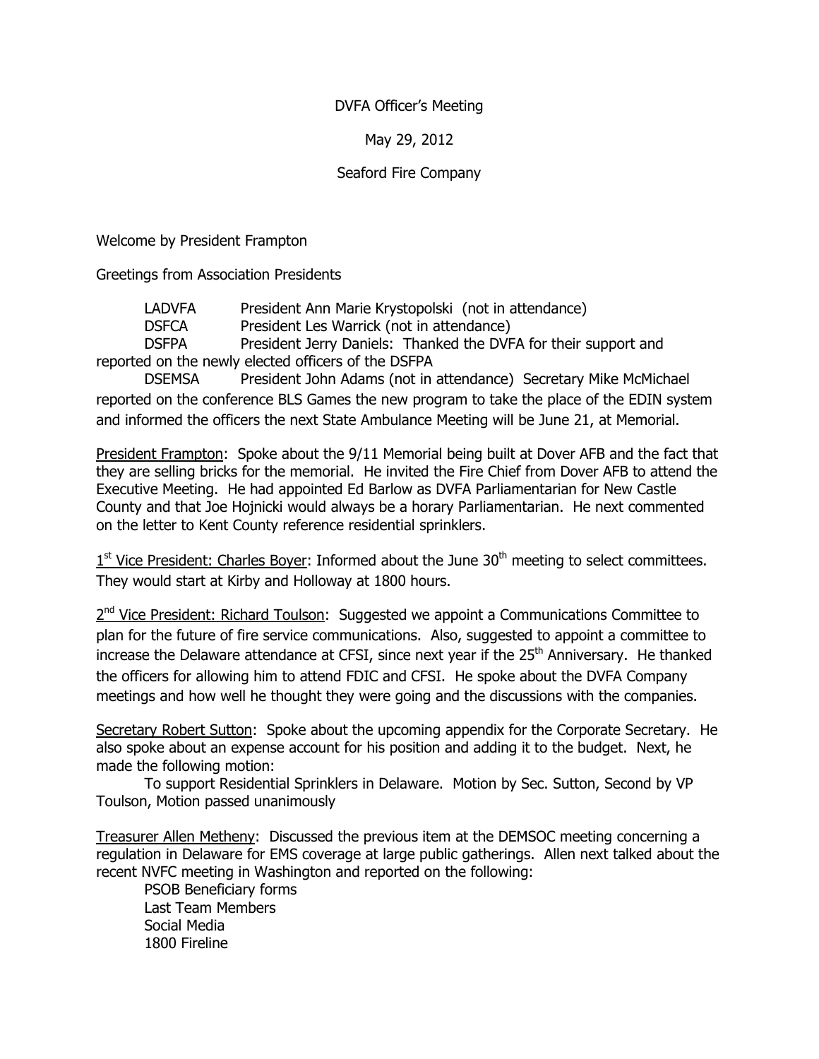DVFA Officer's Meeting

May 29, 2012

Seaford Fire Company

Welcome by President Frampton

Greetings from Association Presidents

LADVFA President Ann Marie Krystopolski (not in attendance)
DSFCA President Les Warrick (not in attendance)
DSFPA President Jerry Daniels: Thanked the DVFA for their support and reported on the newly elected officers of the DSFPA
DSEMSA President John Adams (not in attendance) Secretary Mike McMichael reported on the conference BLS Games the new program to take the place of the EDIN system and informed the officers the next State Ambulance Meeting will be June 21, at Memorial.

President Frampton: Spoke about the 9/11 Memorial being built at Dover AFB and the fact that they are selling bricks for the memorial. He invited the Fire Chief from Dover AFB to attend the Executive Meeting. He had appointed Ed Barlow as DVFA Parliamentarian for New Castle County and that Joe Hojnicki would always be a horary Parliamentarian. He next commented on the letter to Kent County reference residential sprinklers.

1st Vice President: Charles Boyer: Informed about the June 30th meeting to select committees. They would start at Kirby and Holloway at 1800 hours.

2nd Vice President: Richard Toulson: Suggested we appoint a Communications Committee to plan for the future of fire service communications. Also, suggested to appoint a committee to increase the Delaware attendance at CFSI, since next year if the 25th Anniversary. He thanked the officers for allowing him to attend FDIC and CFSI. He spoke about the DVFA Company meetings and how well he thought they were going and the discussions with the companies.

Secretary Robert Sutton: Spoke about the upcoming appendix for the Corporate Secretary. He also spoke about an expense account for his position and adding it to the budget. Next, he made the following motion:

To support Residential Sprinklers in Delaware. Motion by Sec. Sutton, Second by VP Toulson, Motion passed unanimously

Treasurer Allen Metheny: Discussed the previous item at the DEMSOC meeting concerning a regulation in Delaware for EMS coverage at large public gatherings. Allen next talked about the recent NVFC meeting in Washington and reported on the following:

PSOB Beneficiary forms
Last Team Members
Social Media
1800 Fireline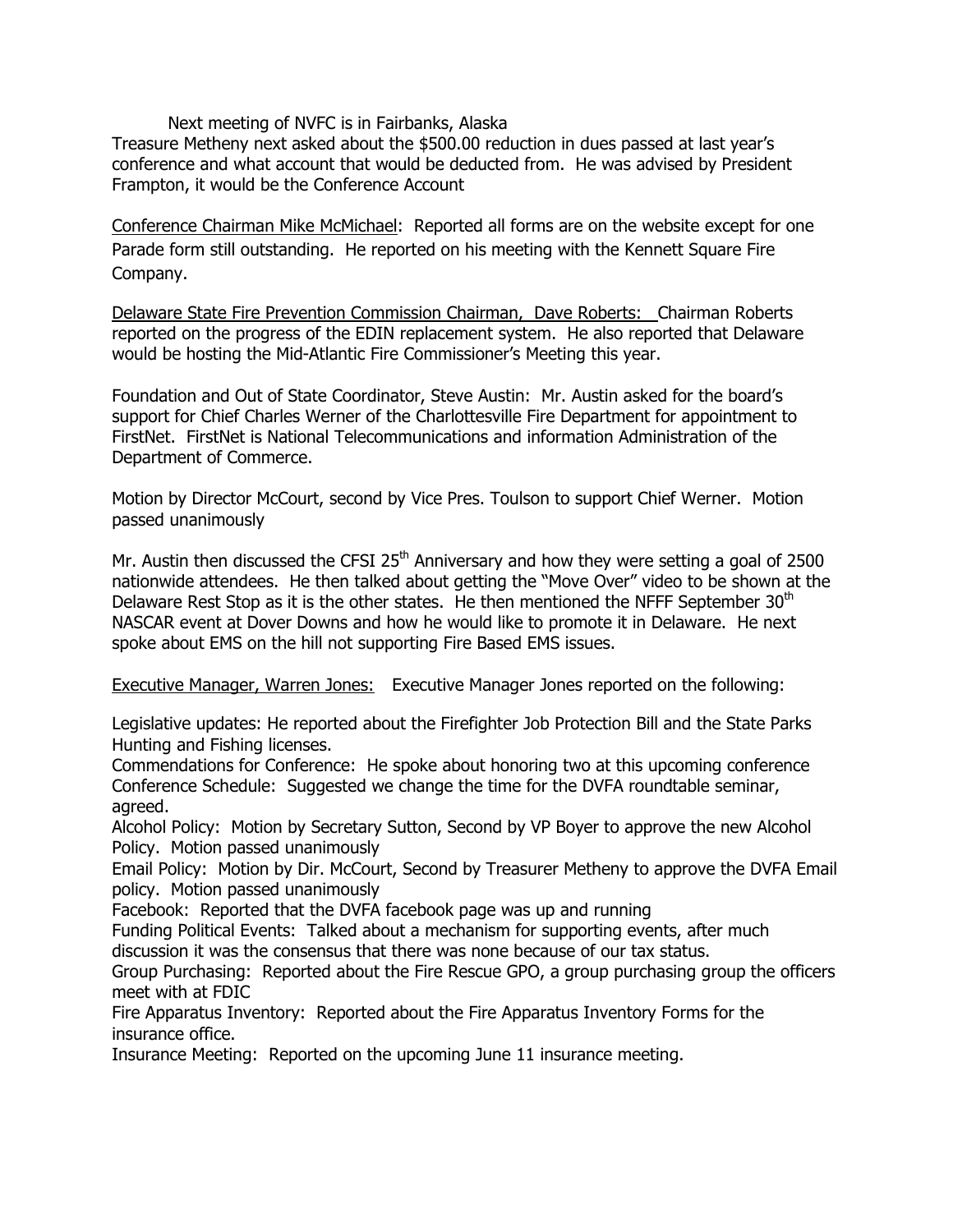Next meeting of NVFC is in Fairbanks, Alaska

Treasure Metheny next asked about the $500.00 reduction in dues passed at last year's conference and what account that would be deducted from. He was advised by President Frampton, it would be the Conference Account

Conference Chairman Mike McMichael: Reported all forms are on the website except for one Parade form still outstanding. He reported on his meeting with the Kennett Square Fire Company.

Delaware State Fire Prevention Commission Chairman, Dave Roberts: Chairman Roberts reported on the progress of the EDIN replacement system. He also reported that Delaware would be hosting the Mid-Atlantic Fire Commissioner's Meeting this year.

Foundation and Out of State Coordinator, Steve Austin: Mr. Austin asked for the board's support for Chief Charles Werner of the Charlottesville Fire Department for appointment to FirstNet. FirstNet is National Telecommunications and information Administration of the Department of Commerce.

Motion by Director McCourt, second by Vice Pres. Toulson to support Chief Werner. Motion passed unanimously

Mr. Austin then discussed the CFSI 25th Anniversary and how they were setting a goal of 2500 nationwide attendees. He then talked about getting the "Move Over" video to be shown at the Delaware Rest Stop as it is the other states. He then mentioned the NFFF September 30th NASCAR event at Dover Downs and how he would like to promote it in Delaware. He next spoke about EMS on the hill not supporting Fire Based EMS issues.

Executive Manager, Warren Jones: Executive Manager Jones reported on the following:

Legislative updates: He reported about the Firefighter Job Protection Bill and the State Parks Hunting and Fishing licenses.

Commendations for Conference: He spoke about honoring two at this upcoming conference

Conference Schedule: Suggested we change the time for the DVFA roundtable seminar, agreed.

Alcohol Policy: Motion by Secretary Sutton, Second by VP Boyer to approve the new Alcohol Policy. Motion passed unanimously

Email Policy: Motion by Dir. McCourt, Second by Treasurer Metheny to approve the DVFA Email policy. Motion passed unanimously

Facebook: Reported that the DVFA facebook page was up and running

Funding Political Events: Talked about a mechanism for supporting events, after much discussion it was the consensus that there was none because of our tax status.

Group Purchasing: Reported about the Fire Rescue GPO, a group purchasing group the officers meet with at FDIC

Fire Apparatus Inventory: Reported about the Fire Apparatus Inventory Forms for the insurance office.

Insurance Meeting: Reported on the upcoming June 11 insurance meeting.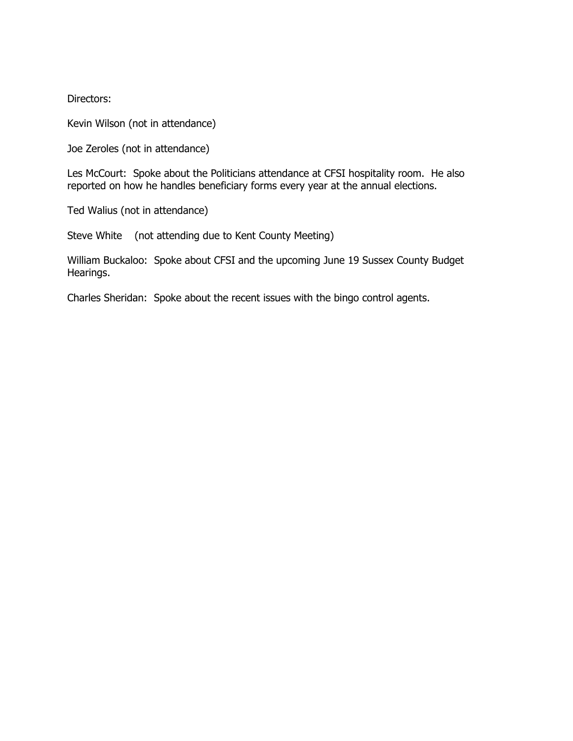Directors:

Kevin Wilson (not in attendance)

Joe Zeroles (not in attendance)

Les McCourt: Spoke about the Politicians attendance at CFSI hospitality room. He also reported on how he handles beneficiary forms every year at the annual elections.

Ted Walius (not in attendance)

Steve White (not attending due to Kent County Meeting)

William Buckaloo: Spoke about CFSI and the upcoming June 19 Sussex County Budget Hearings.

Charles Sheridan: Spoke about the recent issues with the bingo control agents.